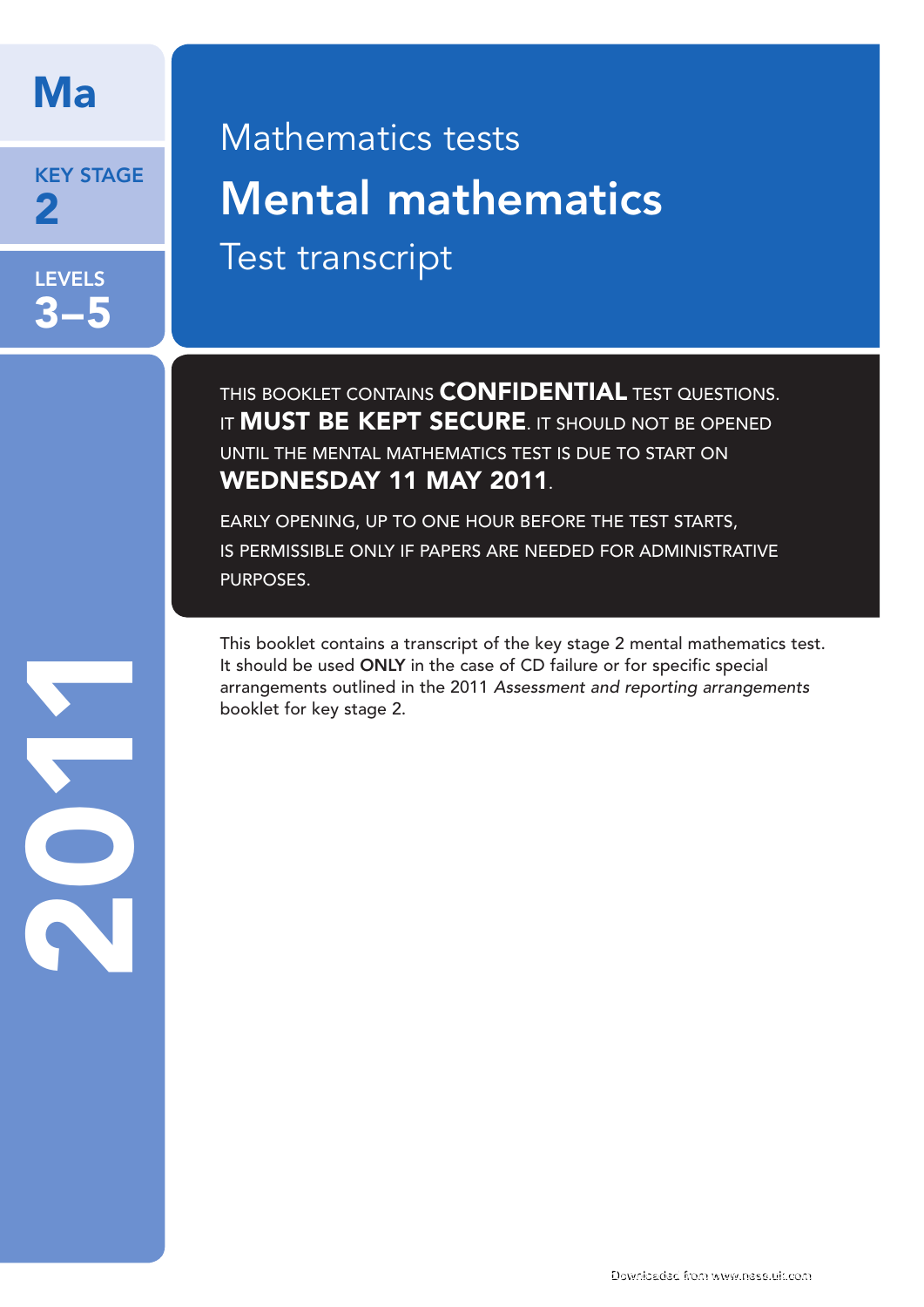Ma

KEY STAGE
2

LEVELS
3–5

2011

# Mathematics tests

# Mental mathematics

## Test transcript

THIS BOOKLET CONTAINS **CONFIDENTIAL** TEST QUESTIONS. IT **MUST BE KEPT SECURE**. IT SHOULD NOT BE OPENED UNTIL THE MENTAL MATHEMATICS TEST IS DUE TO START ON **WEDNESDAY 11 MAY 2011**.

EARLY OPENING, UP TO ONE HOUR BEFORE THE TEST STARTS, IS PERMISSIBLE ONLY IF PAPERS ARE NEEDED FOR ADMINISTRATIVE PURPOSES.

This booklet contains a transcript of the key stage 2 mental mathematics test. It should be used **ONLY** in the case of CD failure or for specific special arrangements outlined in the 2011 *Assessment and reporting arrangements* booklet for key stage 2.

Downloaded from www.naas.uk.com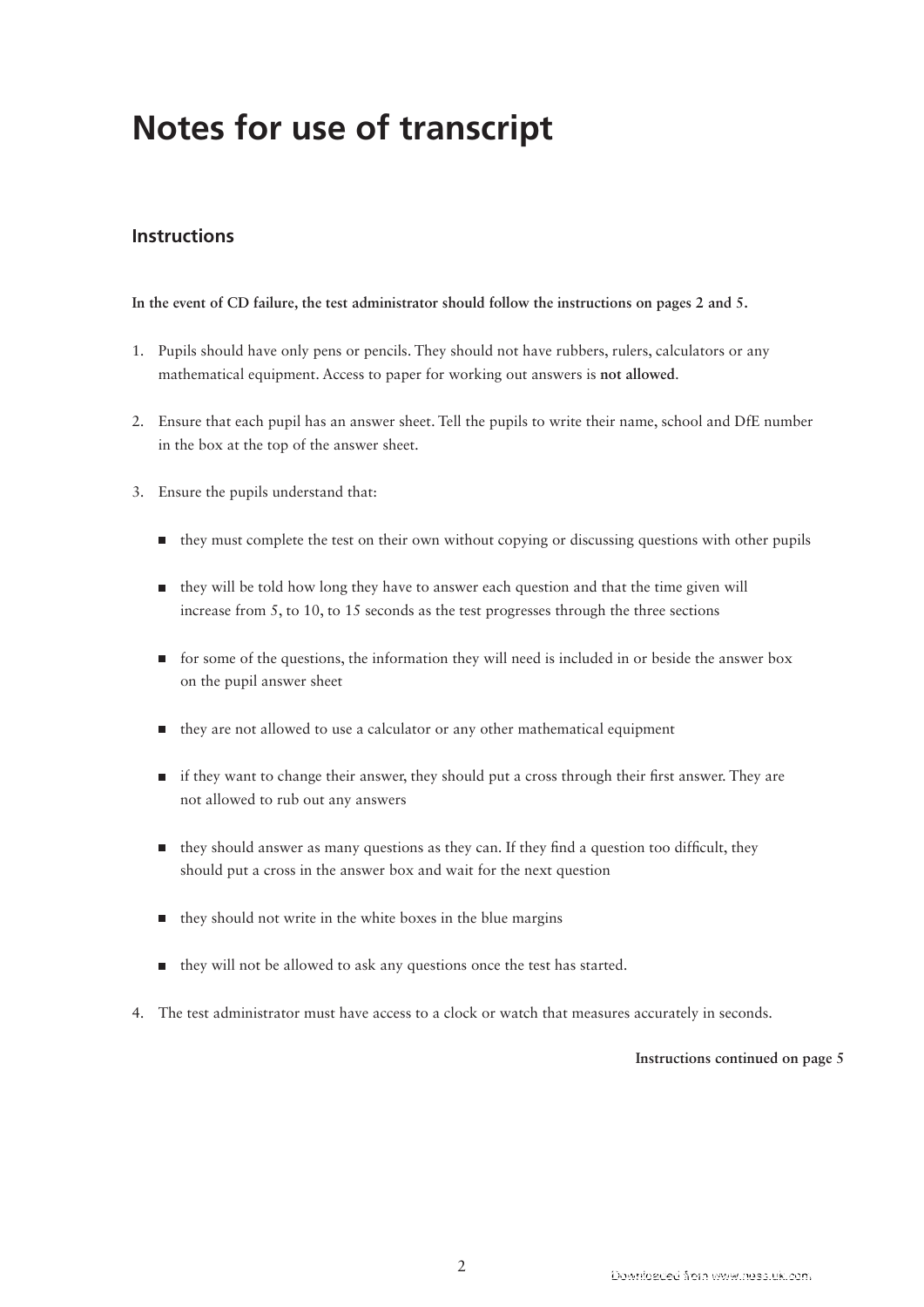# Notes for use of transcript

## Instructions

**In the event of CD failure, the test administrator should follow the instructions on pages 2 and 5.**

1. Pupils should have only pens or pencils. They should not have rubbers, rulers, calculators or any mathematical equipment. Access to paper for working out answers is **not allowed**.

2. Ensure that each pupil has an answer sheet. Tell the pupils to write their name, school and DfE number in the box at the top of the answer sheet.

3. Ensure the pupils understand that:

   - they must complete the test on their own without copying or discussing questions with other pupils
   - they will be told how long they have to answer each question and that the time given will increase from 5, to 10, to 15 seconds as the test progresses through the three sections
   - for some of the questions, the information they will need is included in or beside the answer box on the pupil answer sheet
   - they are not allowed to use a calculator or any other mathematical equipment
   - if they want to change their answer, they should put a cross through their first answer. They are not allowed to rub out any answers
   - they should answer as many questions as they can. If they find a question too difficult, they should put a cross in the answer box and wait for the next question
   - they should not write in the white boxes in the blue margins
   - they will not be allowed to ask any questions once the test has started.

4. The test administrator must have access to a clock or watch that measures accurately in seconds.

**Instructions continued on page 5**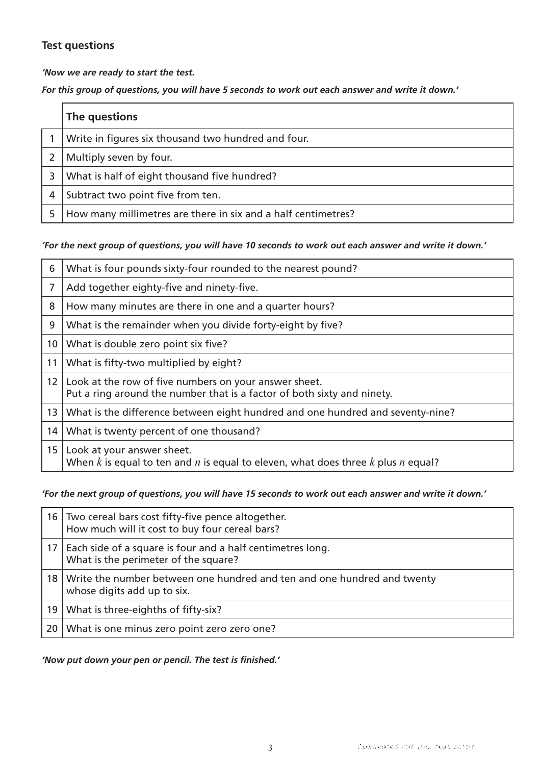### Test questions

***'Now we are ready to start the test.***

***For this group of questions, you will have 5 seconds to work out each answer and write it down.'***

| | **The questions** |
|---|---|
| 1 | Write in figures six thousand two hundred and four. |
| 2 | Multiply seven by four. |
| 3 | What is half of eight thousand five hundred? |
| 4 | Subtract two point five from ten. |
| 5 | How many millimetres are there in six and a half centimetres? |

***'For the next group of questions, you will have 10 seconds to work out each answer and write it down.'***

| | |
|---|---|
| 6 | What is four pounds sixty-four rounded to the nearest pound? |
| 7 | Add together eighty-five and ninety-five. |
| 8 | How many minutes are there in one and a quarter hours? |
| 9 | What is the remainder when you divide forty-eight by five? |
| 10 | What is double zero point six five? |
| 11 | What is fifty-two multiplied by eight? |
| 12 | Look at the row of five numbers on your answer sheet. Put a ring around the number that is a factor of both sixty and ninety. |
| 13 | What is the difference between eight hundred and one hundred and seventy-nine? |
| 14 | What is twenty percent of one thousand? |
| 15 | Look at your answer sheet. When $k$ is equal to ten and $n$ is equal to eleven, what does three $k$ plus $n$ equal? |

***'For the next group of questions, you will have 15 seconds to work out each answer and write it down.'***

| | |
|---|---|
| 16 | Two cereal bars cost fifty-five pence altogether. How much will it cost to buy four cereal bars? |
| 17 | Each side of a square is four and a half centimetres long. What is the perimeter of the square? |
| 18 | Write the number between one hundred and ten and one hundred and twenty whose digits add up to six. |
| 19 | What is three-eighths of fifty-six? |
| 20 | What is one minus zero point zero zero one? |

***'Now put down your pen or pencil. The test is finished.'***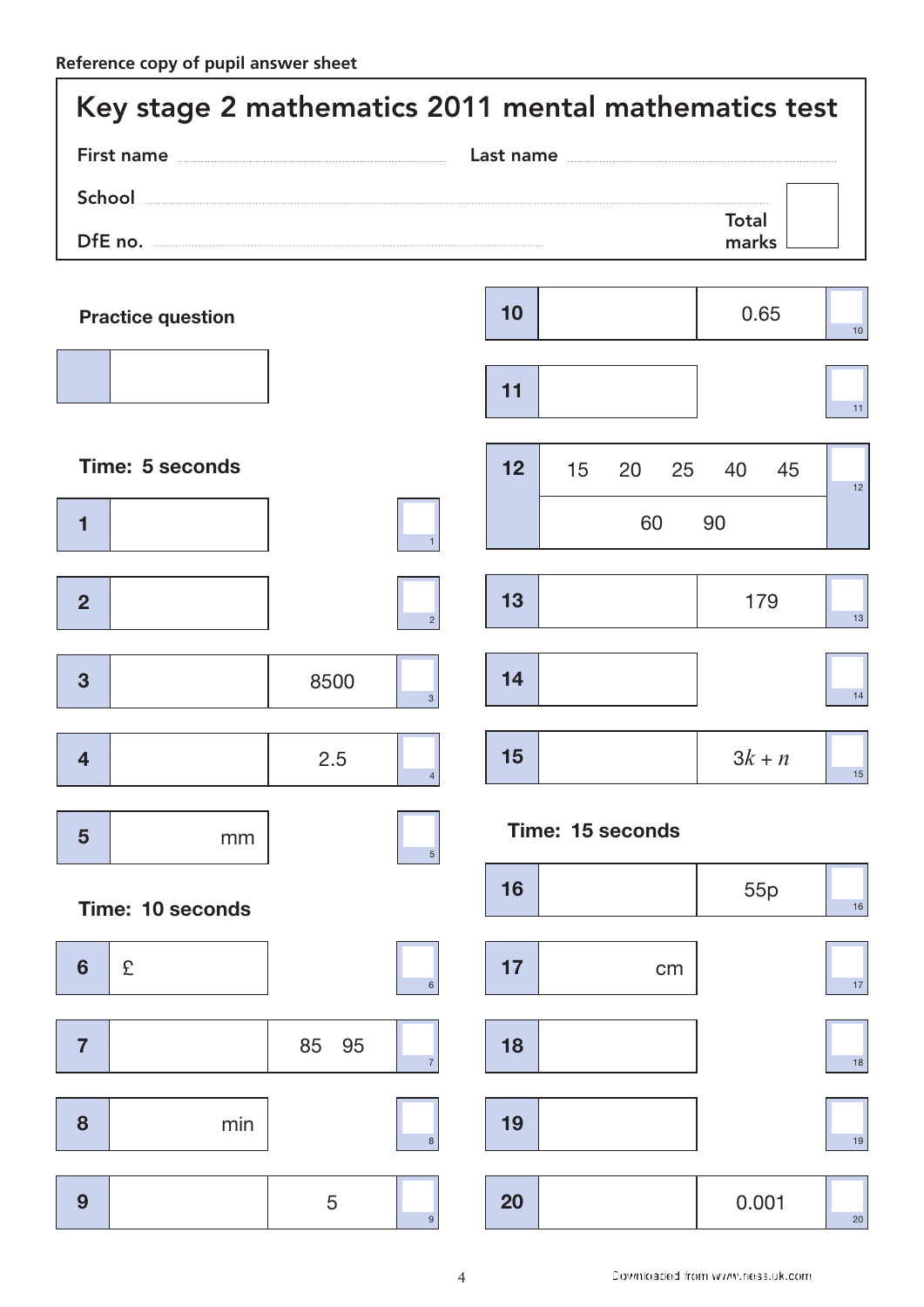Reference copy of pupil answer sheet

# Key stage 2 mathematics 2011 mental mathematics test

First name ........................ Last name ........................

School ........................

DfE no. ........................

Total marks

**Practice question**

| | |
|---|---|
| | |

**Time: 5 seconds**

| Question | Answer | Given | Mark |
|---|---|---|---|
| 1 | | | 1 |
| 2 | | | 2 |
| 3 | | 8500 | 3 |
| 4 | | 2.5 | 4 |
| 5 | mm | | 5 |

**Time: 10 seconds**

| Question | Answer | Given | Mark |
|---|---|---|---|
| 6 | £ | | 6 |
| 7 | | 85   95 | 7 |
| 8 | min | | 8 |
| 9 | | 5 | 9 |
| 10 | | 0.65 | 10 |
| 11 | | | 11 |
| 12 | 15   20   25   40   45 / 60   90 | | 12 |
| 13 | | 179 | 13 |
| 14 | | | 14 |
| 15 | | $3k + n$ | 15 |

**Time: 15 seconds**

| Question | Answer | Given | Mark |
|---|---|---|---|
| 16 | | 55p | 16 |
| 17 | cm | | 17 |
| 18 | | | 18 |
| 19 | | | 19 |
| 20 | | 0.001 | 20 |

Downloaded from www.ness.uk.com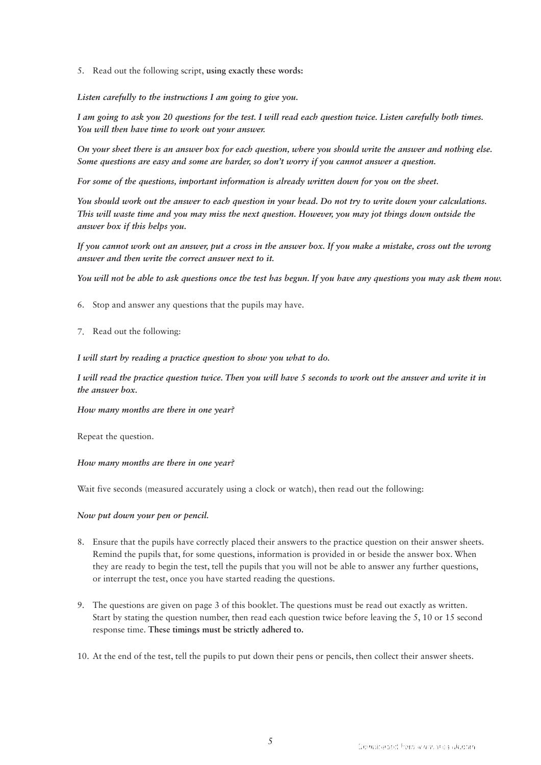5. Read out the following script, **using exactly these words:**

***Listen carefully to the instructions I am going to give you.***

***I am going to ask you 20 questions for the test. I will read each question twice. Listen carefully both times. You will then have time to work out your answer.***

***On your sheet there is an answer box for each question, where you should write the answer and nothing else. Some questions are easy and some are harder, so don't worry if you cannot answer a question.***

***For some of the questions, important information is already written down for you on the sheet.***

***You should work out the answer to each question in your head. Do not try to write down your calculations. This will waste time and you may miss the next question. However, you may jot things down outside the answer box if this helps you.***

***If you cannot work out an answer, put a cross in the answer box. If you make a mistake, cross out the wrong answer and then write the correct answer next to it.***

***You will not be able to ask questions once the test has begun. If you have any questions you may ask them now.***

6. Stop and answer any questions that the pupils may have.

7. Read out the following:

***I will start by reading a practice question to show you what to do.***

***I will read the practice question twice. Then you will have 5 seconds to work out the answer and write it in the answer box.***

***How many months are there in one year?***

Repeat the question.

***How many months are there in one year?***

Wait five seconds (measured accurately using a clock or watch), then read out the following:

***Now put down your pen or pencil.***

8. Ensure that the pupils have correctly placed their answers to the practice question on their answer sheets. Remind the pupils that, for some questions, information is provided in or beside the answer box. When they are ready to begin the test, tell the pupils that you will not be able to answer any further questions, or interrupt the test, once you have started reading the questions.

9. The questions are given on page 3 of this booklet. The questions must be read out exactly as written. Start by stating the question number, then read each question twice before leaving the 5, 10 or 15 second response time. **These timings must be strictly adhered to.**

10. At the end of the test, tell the pupils to put down their pens or pencils, then collect their answer sheets.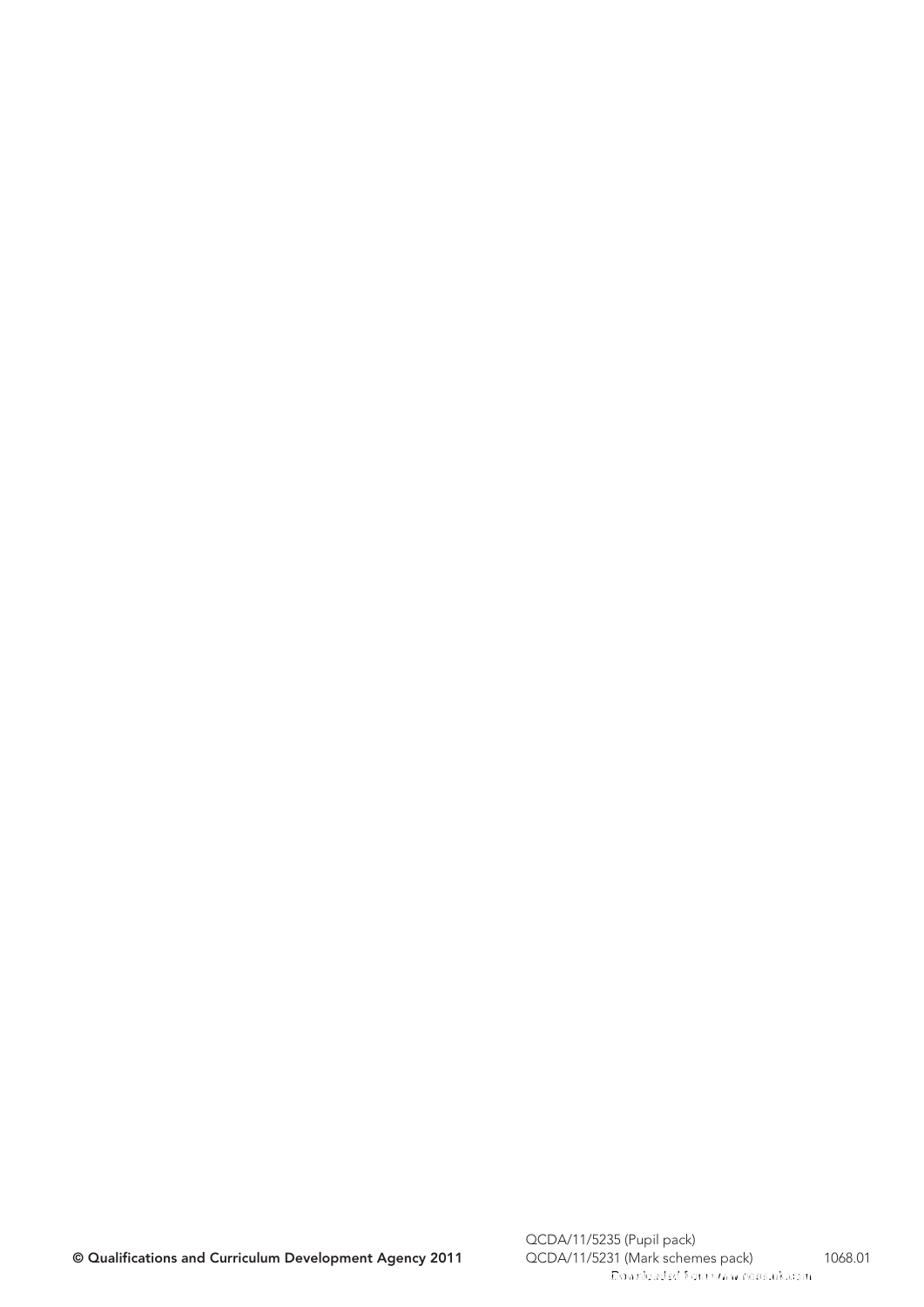© Qualifications and Curriculum Development Agency 2011

QCDA/11/5235 (Pupil pack)
QCDA/11/5231 (Mark schemes pack)

1068.01